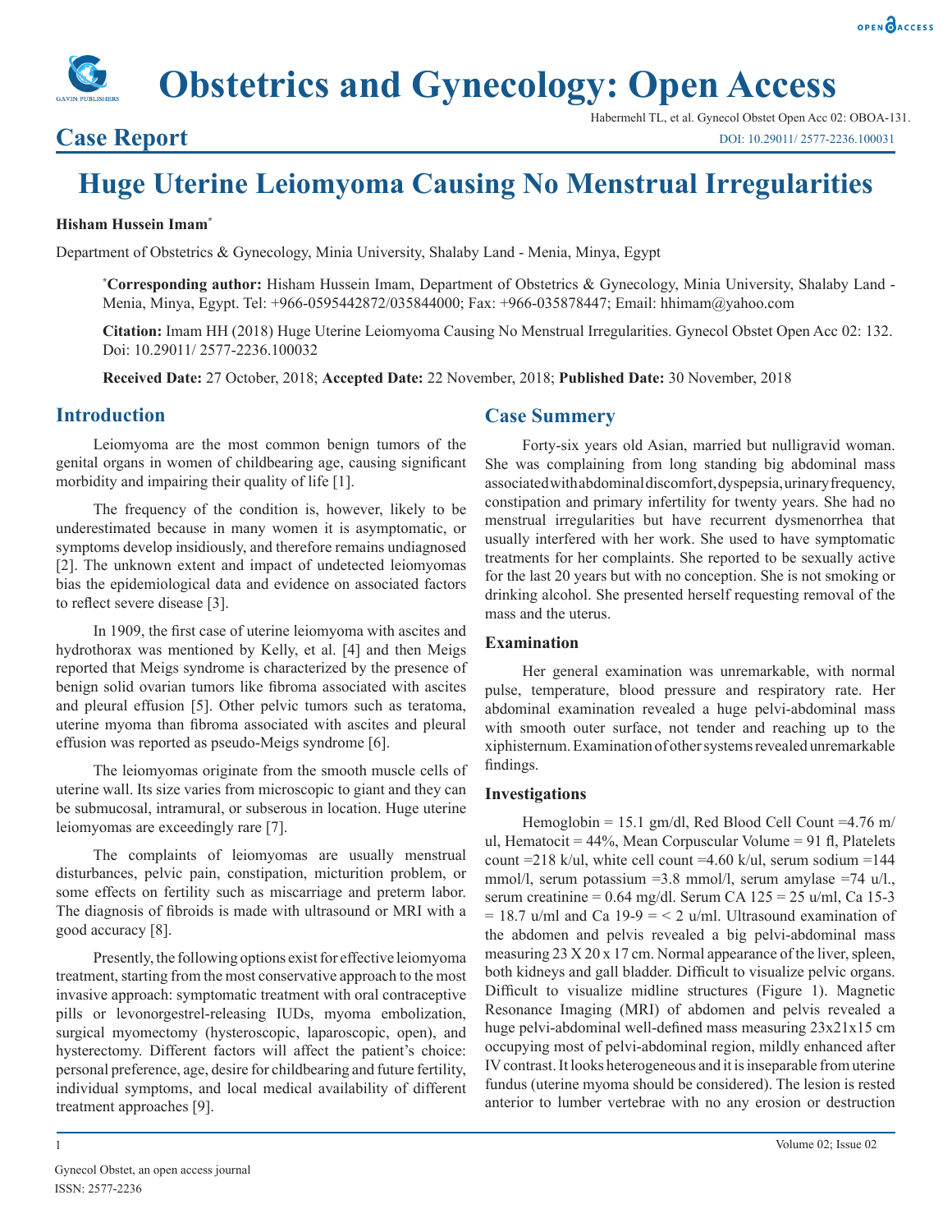# Huge Uterine Leiomyoma Causing No Menstrual Irregularities

**Case Report**

**Hisham Hussein Imam***

Department of Obstetrics & Gynecology, Minia University, Shalaby Land - Menia, Minya, Egypt

***Corresponding author:** Hisham Hussein Imam, Department of Obstetrics & Gynecology, Minia University, Shalaby Land - Menia, Minya, Egypt. Tel: +966-0595442872/035844000; Fax: +966-035878447; Email: hhimam@yahoo.com

**Citation:** Imam HH (2018) Huge Uterine Leiomyoma Causing No Menstrual Irregularities. Gynecol Obstet Open Acc 02: 132. Doi: 10.29011/ 2577-2236.100032

**Received Date:** 27 October, 2018; **Accepted Date:** 22 November, 2018; **Published Date:** 30 November, 2018

## Introduction

Leiomyoma are the most common benign tumors of the genital organs in women of childbearing age, causing significant morbidity and impairing their quality of life [1].

The frequency of the condition is, however, likely to be underestimated because in many women it is asymptomatic, or symptoms develop insidiously, and therefore remains undiagnosed [2]. The unknown extent and impact of undetected leiomyomas bias the epidemiological data and evidence on associated factors to reflect severe disease [3].

In 1909, the first case of uterine leiomyoma with ascites and hydrothorax was mentioned by Kelly, et al. [4] and then Meigs reported that Meigs syndrome is characterized by the presence of benign solid ovarian tumors like fibroma associated with ascites and pleural effusion [5]. Other pelvic tumors such as teratoma, uterine myoma than fibroma associated with ascites and pleural effusion was reported as pseudo-Meigs syndrome [6].

The leiomyomas originate from the smooth muscle cells of uterine wall. Its size varies from microscopic to giant and they can be submucosal, intramural, or subserous in location. Huge uterine leiomyomas are exceedingly rare [7].

The complaints of leiomyomas are usually menstrual disturbances, pelvic pain, constipation, micturition problem, or some effects on fertility such as miscarriage and preterm labor. The diagnosis of fibroids is made with ultrasound or MRI with a good accuracy [8].

Presently, the following options exist for effective leiomyoma treatment, starting from the most conservative approach to the most invasive approach: symptomatic treatment with oral contraceptive pills or levonorgestrel-releasing IUDs, myoma embolization, surgical myomectomy (hysteroscopic, laparoscopic, open), and hysterectomy. Different factors will affect the patient's choice: personal preference, age, desire for childbearing and future fertility, individual symptoms, and local medical availability of different treatment approaches [9].

## Case Summery

Forty-six years old Asian, married but nulligravid woman. She was complaining from long standing big abdominal mass associated with abdominal discomfort, dyspepsia, urinary frequency, constipation and primary infertility for twenty years. She had no menstrual irregularities but have recurrent dysmenorrhea that usually interfered with her work. She used to have symptomatic treatments for her complaints. She reported to be sexually active for the last 20 years but with no conception. She is not smoking or drinking alcohol. She presented herself requesting removal of the mass and the uterus.

### Examination

Her general examination was unremarkable, with normal pulse, temperature, blood pressure and respiratory rate. Her abdominal examination revealed a huge pelvi-abdominal mass with smooth outer surface, not tender and reaching up to the xiphisternum. Examination of other systems revealed unremarkable findings.

### Investigations

Hemoglobin = 15.1 gm/dl, Red Blood Cell Count =4.76 m/ul, Hematocit = 44%, Mean Corpuscular Volume = 91 fl, Platelets count =218 k/ul, white cell count =4.60 k/ul, serum sodium =144 mmol/l, serum potassium =3.8 mmol/l, serum amylase =74 u/l., serum creatinine = 0.64 mg/dl. Serum CA 125 = 25 u/ml, Ca 15-3 = 18.7 u/ml and Ca 19-9 = < 2 u/ml. Ultrasound examination of the abdomen and pelvis revealed a big pelvi-abdominal mass measuring 23 X 20 x 17 cm. Normal appearance of the liver, spleen, both kidneys and gall bladder. Difficult to visualize pelvic organs. Difficult to visualize midline structures (Figure 1). Magnetic Resonance Imaging (MRI) of abdomen and pelvis revealed a huge pelvi-abdominal well-defined mass measuring 23x21x15 cm occupying most of pelvi-abdominal region, mildly enhanced after IV contrast. It looks heterogeneous and it is inseparable from uterine fundus (uterine myoma should be considered). The lesion is rested anterior to lumber vertebrae with no any erosion or destruction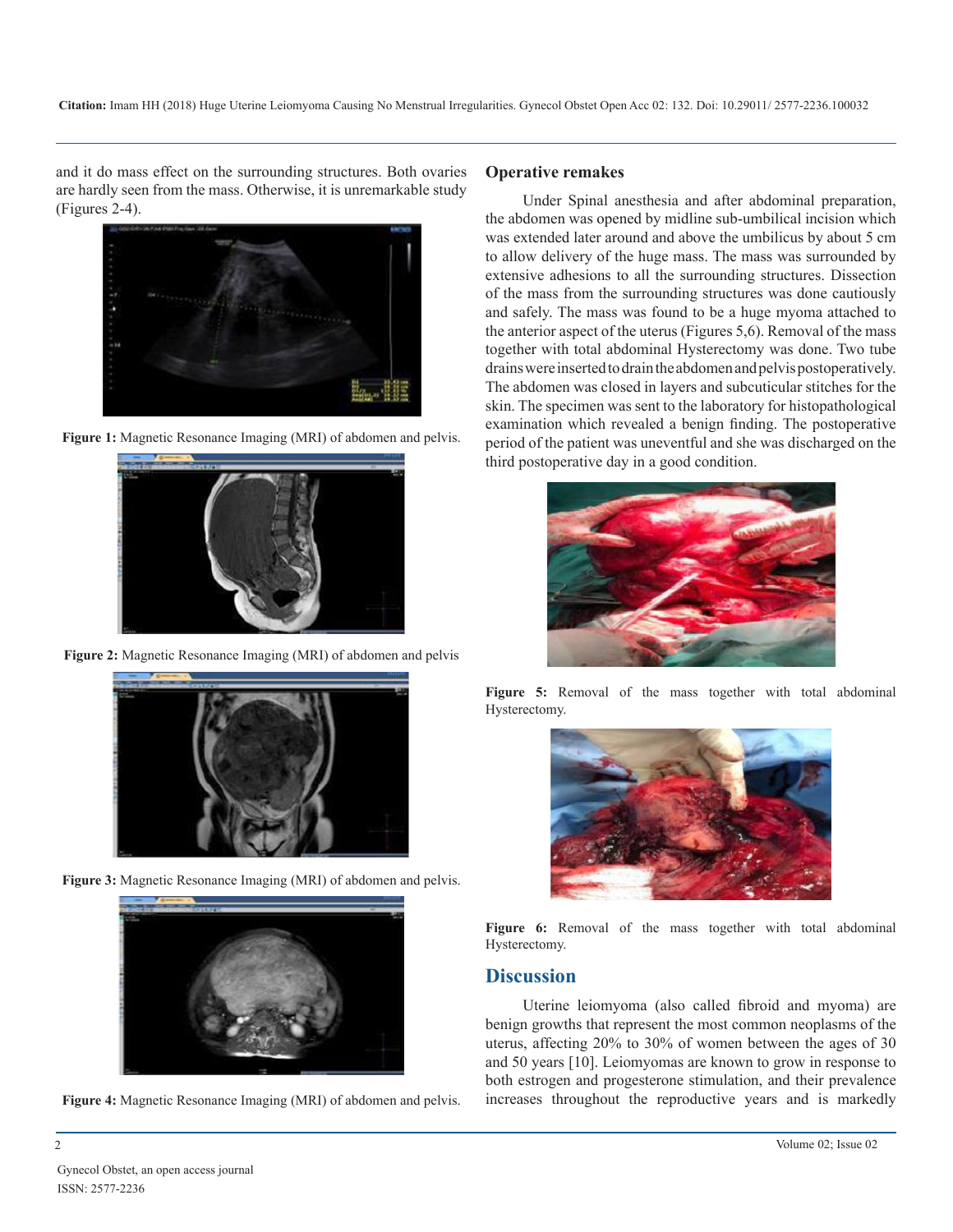and it do mass effect on the surrounding structures. Both ovaries are hardly seen from the mass. Otherwise, it is unremarkable study (Figures 2-4).

**Figure 1:** Magnetic Resonance Imaging (MRI) of abdomen and pelvis.

**Figure 2:** Magnetic Resonance Imaging (MRI) of abdomen and pelvis

**Figure 3:** Magnetic Resonance Imaging (MRI) of abdomen and pelvis.

**Figure 4:** Magnetic Resonance Imaging (MRI) of abdomen and pelvis.

### Operative remakes

Under Spinal anesthesia and after abdominal preparation, the abdomen was opened by midline sub-umbilical incision which was extended later around and above the umbilicus by about 5 cm to allow delivery of the huge mass. The mass was surrounded by extensive adhesions to all the surrounding structures. Dissection of the mass from the surrounding structures was done cautiously and safely. The mass was found to be a huge myoma attached to the anterior aspect of the uterus (Figures 5,6). Removal of the mass together with total abdominal Hysterectomy was done. Two tube drains were inserted to drain the abdomen and pelvis postoperatively. The abdomen was closed in layers and subcuticular stitches for the skin. The specimen was sent to the laboratory for histopathological examination which revealed a benign finding. The postoperative period of the patient was uneventful and she was discharged on the third postoperative day in a good condition.

**Figure 5:** Removal of the mass together with total abdominal Hysterectomy.

**Figure 6:** Removal of the mass together with total abdominal Hysterectomy.

## Discussion

Uterine leiomyoma (also called fibroid and myoma) are benign growths that represent the most common neoplasms of the uterus, affecting 20% to 30% of women between the ages of 30 and 50 years [10]. Leiomyomas are known to grow in response to both estrogen and progesterone stimulation, and their prevalence increases throughout the reproductive years and is markedly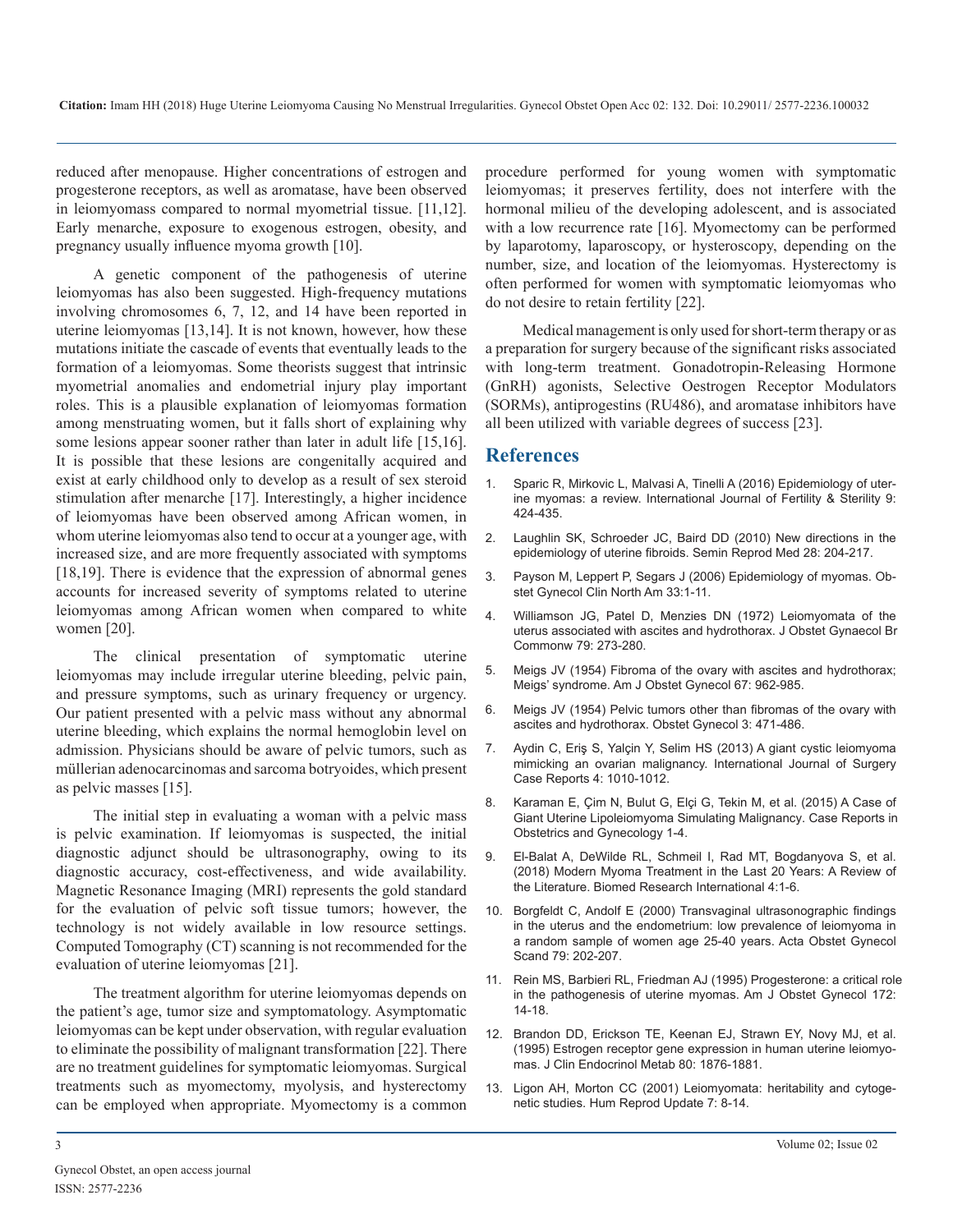reduced after menopause. Higher concentrations of estrogen and progesterone receptors, as well as aromatase, have been observed in leiomyomass compared to normal myometrial tissue. [11,12]. Early menarche, exposure to exogenous estrogen, obesity, and pregnancy usually influence myoma growth [10].

A genetic component of the pathogenesis of uterine leiomyomas has also been suggested. High-frequency mutations involving chromosomes 6, 7, 12, and 14 have been reported in uterine leiomyomas [13,14]. It is not known, however, how these mutations initiate the cascade of events that eventually leads to the formation of a leiomyomas. Some theorists suggest that intrinsic myometrial anomalies and endometrial injury play important roles. This is a plausible explanation of leiomyomas formation among menstruating women, but it falls short of explaining why some lesions appear sooner rather than later in adult life [15,16]. It is possible that these lesions are congenitally acquired and exist at early childhood only to develop as a result of sex steroid stimulation after menarche [17]. Interestingly, a higher incidence of leiomyomas have been observed among African women, in whom uterine leiomyomas also tend to occur at a younger age, with increased size, and are more frequently associated with symptoms [18,19]. There is evidence that the expression of abnormal genes accounts for increased severity of symptoms related to uterine leiomyomas among African women when compared to white women [20].

The clinical presentation of symptomatic uterine leiomyomas may include irregular uterine bleeding, pelvic pain, and pressure symptoms, such as urinary frequency or urgency. Our patient presented with a pelvic mass without any abnormal uterine bleeding, which explains the normal hemoglobin level on admission. Physicians should be aware of pelvic tumors, such as müllerian adenocarcinomas and sarcoma botryoides, which present as pelvic masses [15].

The initial step in evaluating a woman with a pelvic mass is pelvic examination. If leiomyomas is suspected, the initial diagnostic adjunct should be ultrasonography, owing to its diagnostic accuracy, cost-effectiveness, and wide availability. Magnetic Resonance Imaging (MRI) represents the gold standard for the evaluation of pelvic soft tissue tumors; however, the technology is not widely available in low resource settings. Computed Tomography (CT) scanning is not recommended for the evaluation of uterine leiomyomas [21].

The treatment algorithm for uterine leiomyomas depends on the patient's age, tumor size and symptomatology. Asymptomatic leiomyomas can be kept under observation, with regular evaluation to eliminate the possibility of malignant transformation [22]. There are no treatment guidelines for symptomatic leiomyomas. Surgical treatments such as myomectomy, myolysis, and hysterectomy can be employed when appropriate. Myomectomy is a common procedure performed for young women with symptomatic leiomyomas; it preserves fertility, does not interfere with the hormonal milieu of the developing adolescent, and is associated with a low recurrence rate [16]. Myomectomy can be performed by laparotomy, laparoscopy, or hysteroscopy, depending on the number, size, and location of the leiomyomas. Hysterectomy is often performed for women with symptomatic leiomyomas who do not desire to retain fertility [22].

Medical management is only used for short-term therapy or as a preparation for surgery because of the significant risks associated with long-term treatment. Gonadotropin-Releasing Hormone (GnRH) agonists, Selective Oestrogen Receptor Modulators (SORMs), antiprogestins (RU486), and aromatase inhibitors have all been utilized with variable degrees of success [23].

## References

1. Sparic R, Mirkovic L, Malvasi A, Tinelli A (2016) Epidemiology of uterine myomas: a review. International Journal of Fertility & Sterility 9: 424-435.
2. Laughlin SK, Schroeder JC, Baird DD (2010) New directions in the epidemiology of uterine fibroids. Semin Reprod Med 28: 204-217.
3. Payson M, Leppert P, Segars J (2006) Epidemiology of myomas. Obstet Gynecol Clin North Am 33:1-11.
4. Williamson JG, Patel D, Menzies DN (1972) Leiomyomata of the uterus associated with ascites and hydrothorax. J Obstet Gynaecol Br Commonw 79: 273-280.
5. Meigs JV (1954) Fibroma of the ovary with ascites and hydrothorax; Meigs' syndrome. Am J Obstet Gynecol 67: 962-985.
6. Meigs JV (1954) Pelvic tumors other than fibromas of the ovary with ascites and hydrothorax. Obstet Gynecol 3: 471-486.
7. Aydin C, Eriş S, Yalçin Y, Selim HS (2013) A giant cystic leiomyoma mimicking an ovarian malignancy. International Journal of Surgery Case Reports 4: 1010-1012.
8. Karaman E, Çim N, Bulut G, Elçi G, Tekin M, et al. (2015) A Case of Giant Uterine Lipoleiomyoma Simulating Malignancy. Case Reports in Obstetrics and Gynecology 1-4.
9. El-Balat A, DeWilde RL, Schmeil I, Rad MT, Bogdanyova S, et al. (2018) Modern Myoma Treatment in the Last 20 Years: A Review of the Literature. Biomed Research International 4:1-6.
10. Borgfeldt C, Andolf E (2000) Transvaginal ultrasonographic findings in the uterus and the endometrium: low prevalence of leiomyoma in a random sample of women age 25-40 years. Acta Obstet Gynecol Scand 79: 202-207.
11. Rein MS, Barbieri RL, Friedman AJ (1995) Progesterone: a critical role in the pathogenesis of uterine myomas. Am J Obstet Gynecol 172: 14-18.
12. Brandon DD, Erickson TE, Keenan EJ, Strawn EY, Novy MJ, et al. (1995) Estrogen receptor gene expression in human uterine leiomyomas. J Clin Endocrinol Metab 80: 1876-1881.
13. Ligon AH, Morton CC (2001) Leiomyomata: heritability and cytogenetic studies. Hum Reprod Update 7: 8-14.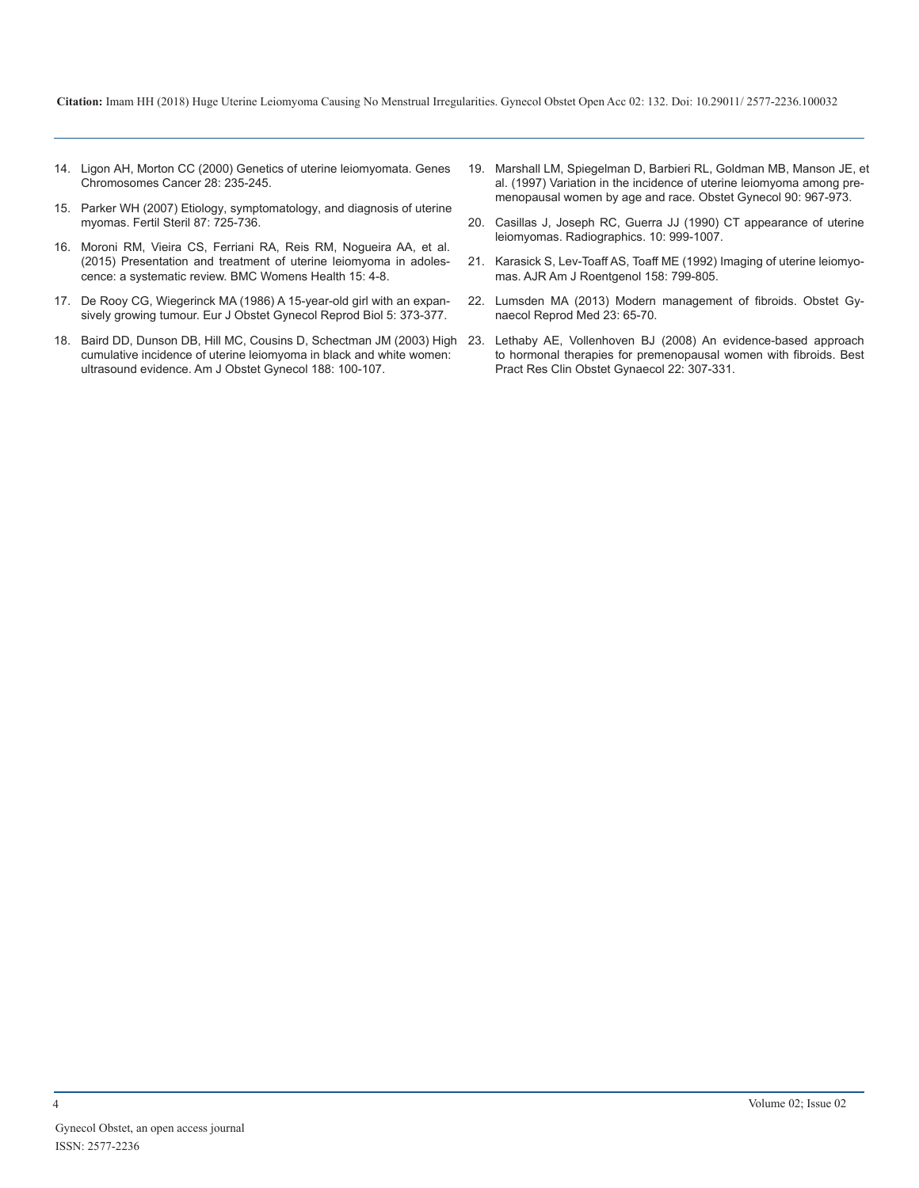14. Ligon AH, Morton CC (2000) Genetics of uterine leiomyomata. Genes Chromosomes Cancer 28: 235-245.
15. Parker WH (2007) Etiology, symptomatology, and diagnosis of uterine myomas. Fertil Steril 87: 725-736.
16. Moroni RM, Vieira CS, Ferriani RA, Reis RM, Nogueira AA, et al. (2015) Presentation and treatment of uterine leiomyoma in adolescence: a systematic review. BMC Womens Health 15: 4-8.
17. De Rooy CG, Wiegerinck MA (1986) A 15-year-old girl with an expansively growing tumour. Eur J Obstet Gynecol Reprod Biol 5: 373-377.
18. Baird DD, Dunson DB, Hill MC, Cousins D, Schectman JM (2003) High cumulative incidence of uterine leiomyoma in black and white women: ultrasound evidence. Am J Obstet Gynecol 188: 100-107.
19. Marshall LM, Spiegelman D, Barbieri RL, Goldman MB, Manson JE, et al. (1997) Variation in the incidence of uterine leiomyoma among premenopausal women by age and race. Obstet Gynecol 90: 967-973.
20. Casillas J, Joseph RC, Guerra JJ (1990) CT appearance of uterine leiomyomas. Radiographics. 10: 999-1007.
21. Karasick S, Lev-Toaff AS, Toaff ME (1992) Imaging of uterine leiomyomas. AJR Am J Roentgenol 158: 799-805.
22. Lumsden MA (2013) Modern management of fibroids. Obstet Gynaecol Reprod Med 23: 65-70.
23. Lethaby AE, Vollenhoven BJ (2008) An evidence-based approach to hormonal therapies for premenopausal women with fibroids. Best Pract Res Clin Obstet Gynaecol 22: 307-331.